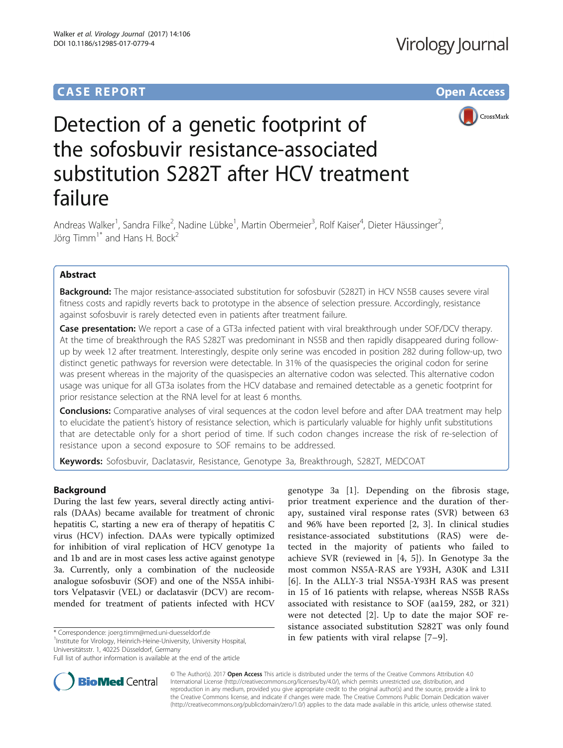CASE REPORT

Open Access

# Detection of a genetic footprint of the sofosbuvir resistance-associated substitution S282T after HCV treatment failure

Andreas Walker[1], Sandra Filke[2], Nadine Lübke[1], Martin Obermeier[3], Rolf Kaiser[4], Dieter Häussinger[2], Jörg Timm[1*] and Hans H. Bock[2]

## Abstract

**Background:** The major resistance-associated substitution for sofosbuvir (S282T) in HCV NS5B causes severe viral fitness costs and rapidly reverts back to prototype in the absence of selection pressure. Accordingly, resistance against sofosbuvir is rarely detected even in patients after treatment failure.

**Case presentation:** We report a case of a GT3a infected patient with viral breakthrough under SOF/DCV therapy. At the time of breakthrough the RAS S282T was predominant in NS5B and then rapidly disappeared during follow-up by week 12 after treatment. Interestingly, despite only serine was encoded in position 282 during follow-up, two distinct genetic pathways for reversion were detectable. In 31% of the quasispecies the original codon for serine was present whereas in the majority of the quasispecies an alternative codon was selected. This alternative codon usage was unique for all GT3a isolates from the HCV database and remained detectable as a genetic footprint for prior resistance selection at the RNA level for at least 6 months.

**Conclusions:** Comparative analyses of viral sequences at the codon level before and after DAA treatment may help to elucidate the patient's history of resistance selection, which is particularly valuable for highly unfit substitutions that are detectable only for a short period of time. If such codon changes increase the risk of re-selection of resistance upon a second exposure to SOF remains to be addressed.

**Keywords:** Sofosbuvir, Daclatasvir, Resistance, Genotype 3a, Breakthrough, S282T, MEDCOAT

## Background

During the last few years, several directly acting antivirals (DAAs) became available for treatment of chronic hepatitis C, starting a new era of therapy of hepatitis C virus (HCV) infection. DAAs were typically optimized for inhibition of viral replication of HCV genotype 1a and 1b and are in most cases less active against genotype 3a. Currently, only a combination of the nucleoside analogue sofosbuvir (SOF) and one of the NS5A inhibitors Velpatasvir (VEL) or daclatasvir (DCV) are recommended for treatment of patients infected with HCV genotype 3a [1]. Depending on the fibrosis stage, prior treatment experience and the duration of therapy, sustained viral response rates (SVR) between 63 and 96% have been reported [2, 3]. In clinical studies resistance-associated substitutions (RAS) were detected in the majority of patients who failed to achieve SVR (reviewed in [4, 5]). In Genotype 3a the most common NS5A-RAS are Y93H, A30K and L31I [6]. In the ALLY-3 trial NS5A-Y93H RAS was present in 15 of 16 patients with relapse, whereas NS5B RASs associated with resistance to SOF (aa159, 282, or 321) were not detected [2]. Up to date the major SOF resistance associated substitution S282T was only found in few patients with viral relapse [7–9].

\* Correspondence: joerg.timm@med.uni-duesseldorf.de
[1]Institute for Virology, Heinrich-Heine-University, University Hospital, Universitätsstr. 1, 40225 Düsseldorf, Germany
Full list of author information is available at the end of the article

© The Author(s). 2017 **Open Access** This article is distributed under the terms of the Creative Commons Attribution 4.0 International License (http://creativecommons.org/licenses/by/4.0/), which permits unrestricted use, distribution, and reproduction in any medium, provided you give appropriate credit to the original author(s) and the source, provide a link to the Creative Commons license, and indicate if changes were made. The Creative Commons Public Domain Dedication waiver (http://creativecommons.org/publicdomain/zero/1.0/) applies to the data made available in this article, unless otherwise stated.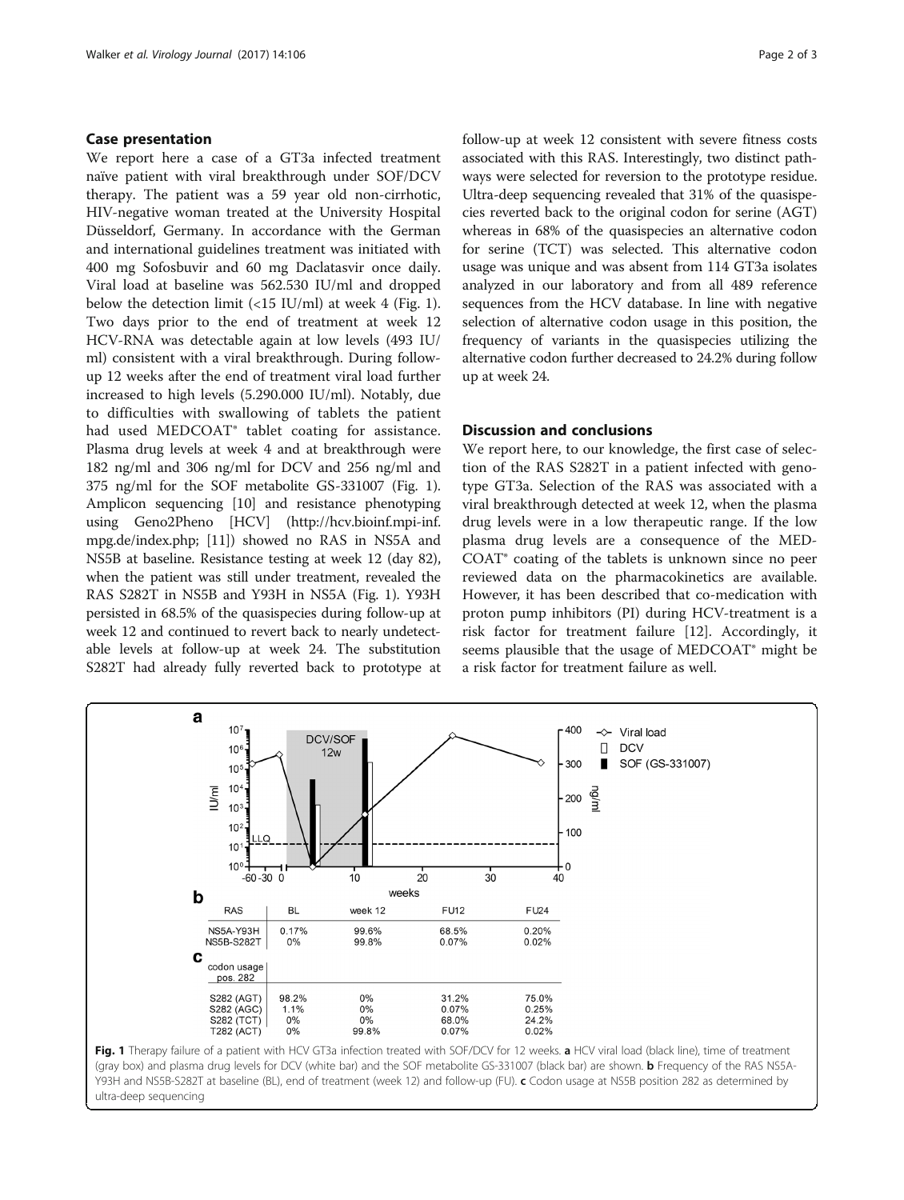## Case presentation

We report here a case of a GT3a infected treatment naïve patient with viral breakthrough under SOF/DCV therapy. The patient was a 59 year old non-cirrhotic, HIV-negative woman treated at the University Hospital Düsseldorf, Germany. In accordance with the German and international guidelines treatment was initiated with 400 mg Sofosbuvir and 60 mg Daclatasvir once daily. Viral load at baseline was 562.530 IU/ml and dropped below the detection limit (<15 IU/ml) at week 4 (Fig. 1). Two days prior to the end of treatment at week 12 HCV-RNA was detectable again at low levels (493 IU/ml) consistent with a viral breakthrough. During follow-up 12 weeks after the end of treatment viral load further increased to high levels (5.290.000 IU/ml). Notably, due to difficulties with swallowing of tablets the patient had used MEDCOAT® tablet coating for assistance. Plasma drug levels at week 4 and at breakthrough were 182 ng/ml and 306 ng/ml for DCV and 256 ng/ml and 375 ng/ml for the SOF metabolite GS-331007 (Fig. 1). Amplicon sequencing [10] and resistance phenotyping using Geno2Pheno [HCV] (http://hcv.bioinf.mpi-inf.mpg.de/index.php; [11]) showed no RAS in NS5A and NS5B at baseline. Resistance testing at week 12 (day 82), when the patient was still under treatment, revealed the RAS S282T in NS5B and Y93H in NS5A (Fig. 1). Y93H persisted in 68.5% of the quasispecies during follow-up at week 12 and continued to revert back to nearly undetectable levels at follow-up at week 24. The substitution S282T had already fully reverted back to prototype at follow-up at week 12 consistent with severe fitness costs associated with this RAS. Interestingly, two distinct pathways were selected for reversion to the prototype residue. Ultra-deep sequencing revealed that 31% of the quasispecies reverted back to the original codon for serine (AGT) whereas in 68% of the quasispecies an alternative codon for serine (TCT) was selected. This alternative codon usage was unique and was absent from 114 GT3a isolates analyzed in our laboratory and from all 489 reference sequences from the HCV database. In line with negative selection of alternative codon usage in this position, the frequency of variants in the quasispecies utilizing the alternative codon further decreased to 24.2% during follow up at week 24.

## Discussion and conclusions

We report here, to our knowledge, the first case of selection of the RAS S282T in a patient infected with genotype GT3a. Selection of the RAS was associated with a viral breakthrough detected at week 12, when the plasma drug levels were in a low therapeutic range. If the low plasma drug levels are a consequence of the MEDCOAT® coating of the tablets is unknown since no peer reviewed data on the pharmacokinetics are available. However, it has been described that co-medication with proton pump inhibitors (PI) during HCV-treatment is a risk factor for treatment failure [12]. Accordingly, it seems plausible that the usage of MEDCOAT® might be a risk factor for treatment failure as well.

**b**

| RAS | BL | week 12 | FU12 | FU24 |
|---|---|---|---|---|
| NS5A-Y93H | 0.17% | 99.6% | 68.5% | 0.20% |
| NS5B-S282T | 0% | 99.8% | 0.07% | 0.02% |

**c**

| codon usage pos. 282 | | | | |
|---|---|---|---|---|
| S282 (AGT) | 98.2% | 0% | 31.2% | 75.0% |
| S282 (AGC) | 1.1% | 0% | 0.07% | 0.25% |
| S282 (TCT) | 0% | 0% | 68.0% | 24.2% |
| T282 (ACT) | 0% | 99.8% | 0.07% | 0.02% |

**Fig. 1** Therapy failure of a patient with HCV GT3a infection treated with SOF/DCV for 12 weeks. **a** HCV viral load (black line), time of treatment (gray box) and plasma drug levels for DCV (white bar) and the SOF metabolite GS-331007 (black bar) are shown. **b** Frequency of the RAS NS5A-Y93H and NS5B-S282T at baseline (BL), end of treatment (week 12) and follow-up (FU). **c** Codon usage at NS5B position 282 as determined by ultra-deep sequencing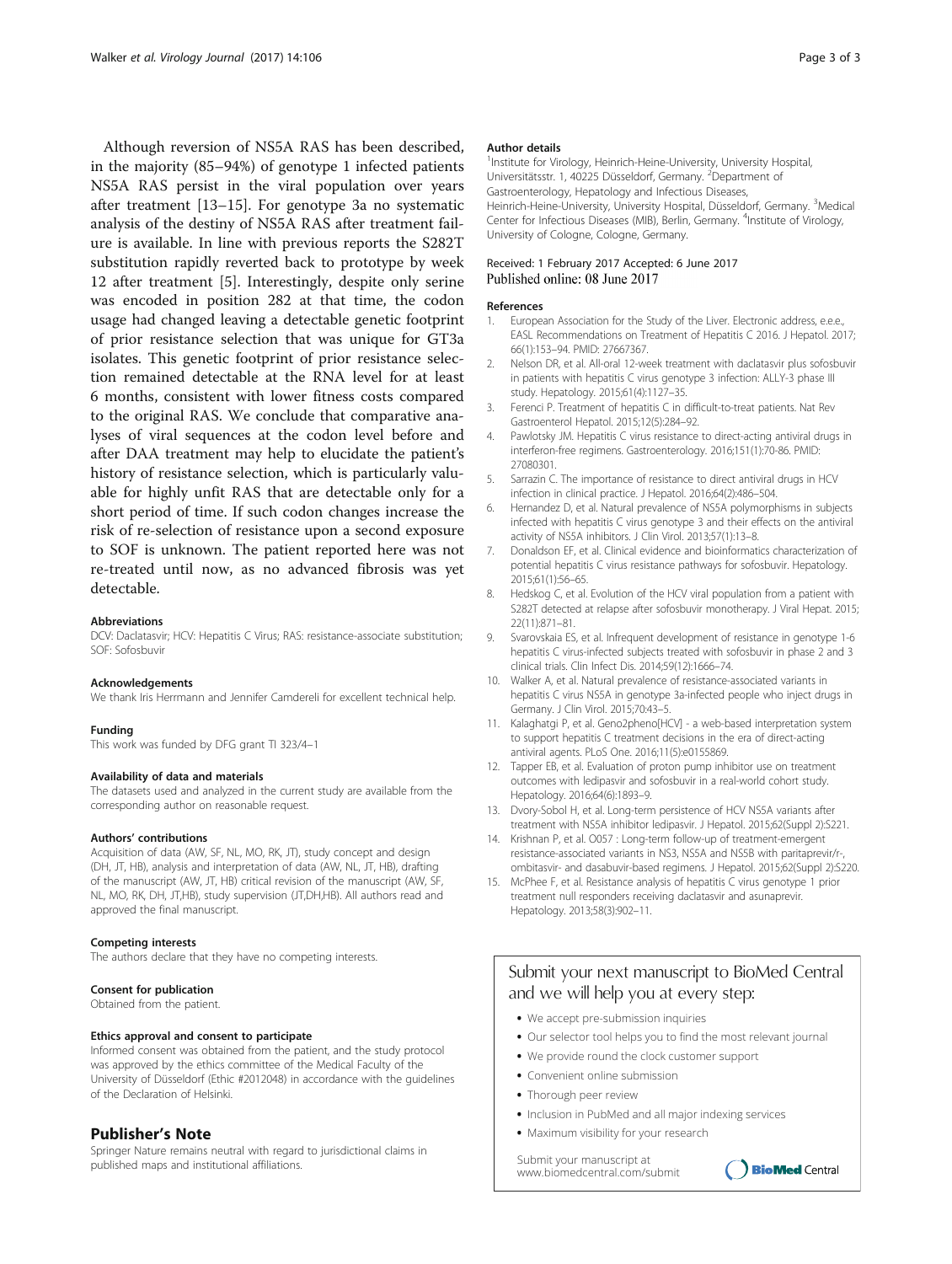Although reversion of NS5A RAS has been described, in the majority (85–94%) of genotype 1 infected patients NS5A RAS persist in the viral population over years after treatment [13–15]. For genotype 3a no systematic analysis of the destiny of NS5A RAS after treatment failure is available. In line with previous reports the S282T substitution rapidly reverted back to prototype by week 12 after treatment [5]. Interestingly, despite only serine was encoded in position 282 at that time, the codon usage had changed leaving a detectable genetic footprint of prior resistance selection that was unique for GT3a isolates. This genetic footprint of prior resistance selection remained detectable at the RNA level for at least 6 months, consistent with lower fitness costs compared to the original RAS. We conclude that comparative analyses of viral sequences at the codon level before and after DAA treatment may help to elucidate the patient's history of resistance selection, which is particularly valuable for highly unfit RAS that are detectable only for a short period of time. If such codon changes increase the risk of re-selection of resistance upon a second exposure to SOF is unknown. The patient reported here was not re-treated until now, as no advanced fibrosis was yet detectable.

### Abbreviations

DCV: Daclatasvir; HCV: Hepatitis C Virus; RAS: resistance-associate substitution; SOF: Sofosbuvir

### Acknowledgements

We thank Iris Herrmann and Jennifer Camdereli for excellent technical help.

### Funding

This work was funded by DFG grant TI 323/4–1

### Availability of data and materials

The datasets used and analyzed in the current study are available from the corresponding author on reasonable request.

### Authors' contributions

Acquisition of data (AW, SF, NL, MO, RK, JT), study concept and design (DH, JT, HB), analysis and interpretation of data (AW, NL, JT, HB), drafting of the manuscript (AW, JT, HB) critical revision of the manuscript (AW, SF, NL, MO, RK, DH, JT,HB), study supervision (JT,DH,HB). All authors read and approved the final manuscript.

### Competing interests

The authors declare that they have no competing interests.

### Consent for publication

Obtained from the patient.

### Ethics approval and consent to participate

Informed consent was obtained from the patient, and the study protocol was approved by the ethics committee of the Medical Faculty of the University of Düsseldorf (Ethic #2012048) in accordance with the guidelines of the Declaration of Helsinki.

## Publisher's Note

Springer Nature remains neutral with regard to jurisdictional claims in published maps and institutional affiliations.

### Author details

[1]Institute for Virology, Heinrich-Heine-University, University Hospital, Universitätsstr. 1, 40225 Düsseldorf, Germany. [2]Department of Gastroenterology, Hepatology and Infectious Diseases, Heinrich-Heine-University, University Hospital, Düsseldorf, Germany. [3]Medical Center for Infectious Diseases (MIB), Berlin, Germany. [4]Institute of Virology, University of Cologne, Cologne, Germany.

Received: 1 February 2017 Accepted: 6 June 2017
Published online: 08 June 2017

### References

1. European Association for the Study of the Liver. Electronic address, e.e.e., EASL Recommendations on Treatment of Hepatitis C 2016. J Hepatol. 2017; 66(1):153–94. PMID: 27667367.
2. Nelson DR, et al. All-oral 12-week treatment with daclatasvir plus sofosbuvir in patients with hepatitis C virus genotype 3 infection: ALLY-3 phase III study. Hepatology. 2015;61(4):1127–35.
3. Ferenci P. Treatment of hepatitis C in difficult-to-treat patients. Nat Rev Gastroenterol Hepatol. 2015;12(5):284–92.
4. Pawlotsky JM. Hepatitis C virus resistance to direct-acting antiviral drugs in interferon-free regimens. Gastroenterology. 2016;151(1):70-86. PMID: 27080301.
5. Sarrazin C. The importance of resistance to direct antiviral drugs in HCV infection in clinical practice. J Hepatol. 2016;64(2):486–504.
6. Hernandez D, et al. Natural prevalence of NS5A polymorphisms in subjects infected with hepatitis C virus genotype 3 and their effects on the antiviral activity of NS5A inhibitors. J Clin Virol. 2013;57(1):13–8.
7. Donaldson EF, et al. Clinical evidence and bioinformatics characterization of potential hepatitis C virus resistance pathways for sofosbuvir. Hepatology. 2015;61(1):56–65.
8. Hedskog C, et al. Evolution of the HCV viral population from a patient with S282T detected at relapse after sofosbuvir monotherapy. J Viral Hepat. 2015; 22(11):871–81.
9. Svarovskaia ES, et al. Infrequent development of resistance in genotype 1-6 hepatitis C virus-infected subjects treated with sofosbuvir in phase 2 and 3 clinical trials. Clin Infect Dis. 2014;59(12):1666–74.
10. Walker A, et al. Natural prevalence of resistance-associated variants in hepatitis C virus NS5A in genotype 3a-infected people who inject drugs in Germany. J Clin Virol. 2015;70:43–5.
11. Kalaghatgi P, et al. Geno2pheno[HCV] - a web-based interpretation system to support hepatitis C treatment decisions in the era of direct-acting antiviral agents. PLoS One. 2016;11(5):e0155869.
12. Tapper EB, et al. Evaluation of proton pump inhibitor use on treatment outcomes with ledipasvir and sofosbuvir in a real-world cohort study. Hepatology. 2016;64(6):1893–9.
13. Dvory-Sobol H, et al. Long-term persistence of HCV NS5A variants after treatment with NS5A inhibitor ledipasvir. J Hepatol. 2015;62(Suppl 2):S221.
14. Krishnan P, et al. O057 : Long-term follow-up of treatment-emergent resistance-associated variants in NS3, NS5A and NS5B with paritaprevir/r-, ombitasvir- and dasabuvir-based regimens. J Hepatol. 2015;62(Suppl 2):S220.
15. McPhee F, et al. Resistance analysis of hepatitis C virus genotype 1 prior treatment null responders receiving daclatasvir and asunaprevir. Hepatology. 2013;58(3):902–11.

Submit your next manuscript to BioMed Central and we will help you at every step:

- We accept pre-submission inquiries
- Our selector tool helps you to find the most relevant journal
- We provide round the clock customer support
- Convenient online submission
- Thorough peer review
- Inclusion in PubMed and all major indexing services
- Maximum visibility for your research

Submit your manuscript at
www.biomedcentral.com/submit

BioMed Central